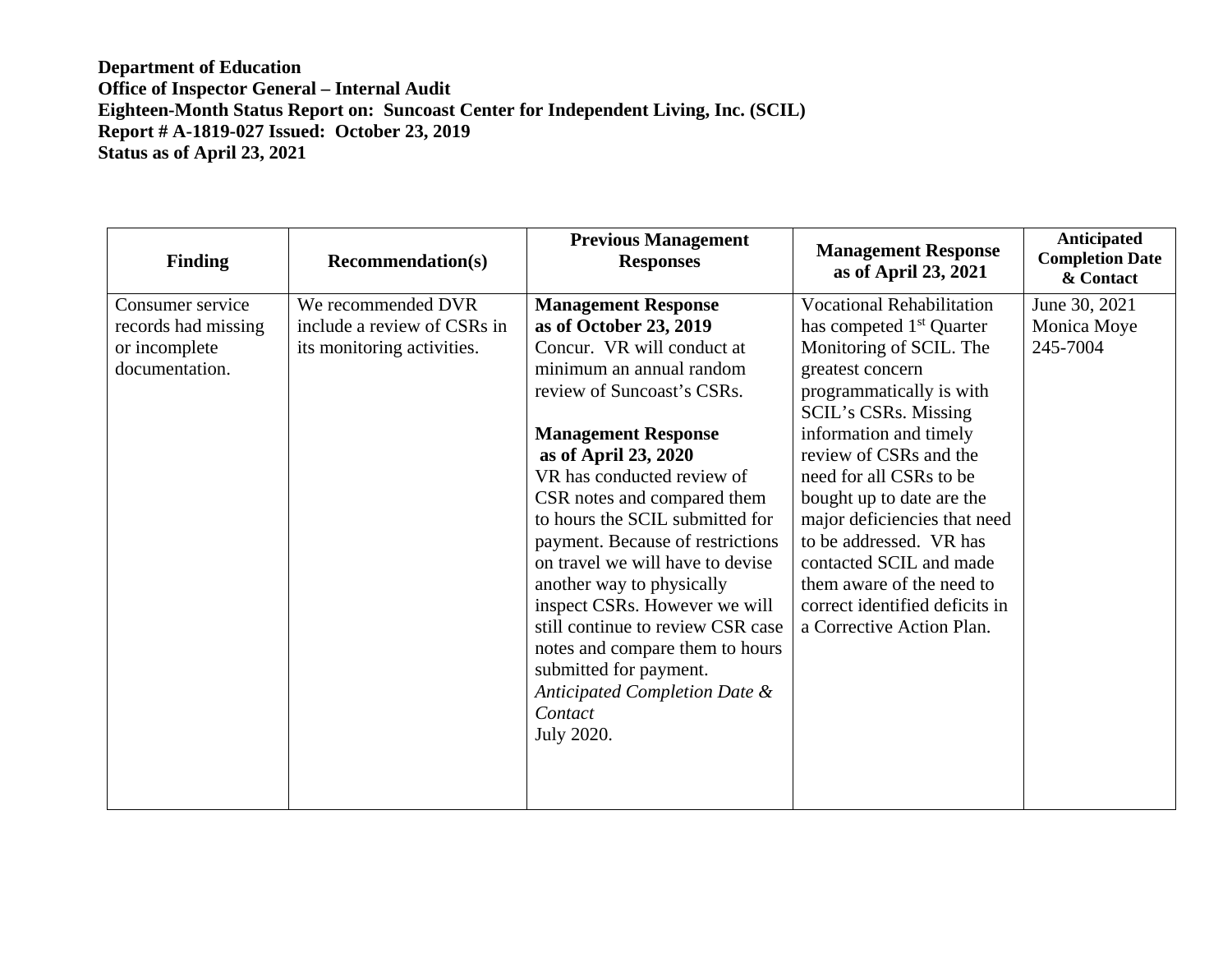**Department of Education**
**Office of Inspector General – Internal Audit**
**Eighteen-Month Status Report on: Suncoast Center for Independent Living, Inc. (SCIL)**
**Report # A-1819-027 Issued: October 23, 2019**
**Status as of April 23, 2021**

| Finding | Recommendation(s) | Previous Management Responses | Management Response as of April 23, 2021 | Anticipated Completion Date & Contact |
|---|---|---|---|---|
| Consumer service records had missing or incomplete documentation. | We recommended DVR include a review of CSRs in its monitoring activities. | **Management Response as of October 23, 2019**<br>Concur. VR will conduct at minimum an annual random review of Suncoast's CSRs.<br><br>**Management Response as of April 23, 2020**<br>VR has conducted review of CSR notes and compared them to hours the SCIL submitted for payment. Because of restrictions on travel we will have to devise another way to physically inspect CSRs. However we will still continue to review CSR case notes and compare them to hours submitted for payment.<br>*Anticipated Completion Date & Contact*<br>July 2020. | Vocational Rehabilitation has competed 1st Quarter Monitoring of SCIL. The greatest concern programmatically is with SCIL's CSRs. Missing information and timely review of CSRs and the need for all CSRs to be bought up to date are the major deficiencies that need to be addressed. VR has contacted SCIL and made them aware of the need to correct identified deficits in a Corrective Action Plan. | June 30, 2021<br>Monica Moye<br>245-7004 |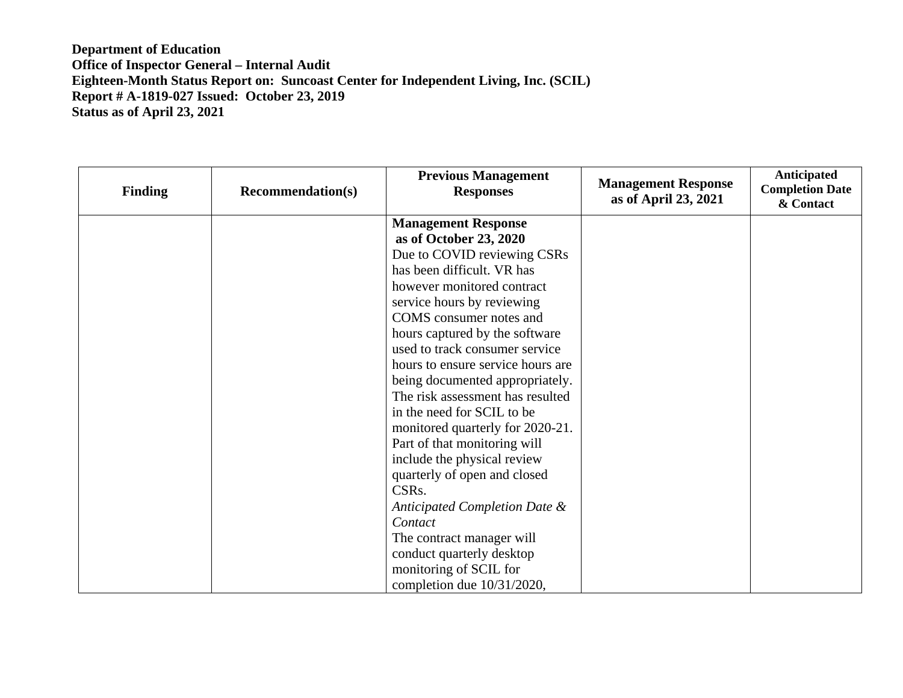**Department of Education**
**Office of Inspector General – Internal Audit**
**Eighteen-Month Status Report on: Suncoast Center for Independent Living, Inc. (SCIL)**
**Report # A-1819-027 Issued: October 23, 2019**
**Status as of April 23, 2021**

| Finding | Recommendation(s) | Previous Management Responses | Management Response as of April 23, 2021 | Anticipated Completion Date & Contact |
|---|---|---|---|---|
| | | **Management Response as of October 23, 2020** Due to COVID reviewing CSRs has been difficult. VR has however monitored contract service hours by reviewing COMS consumer notes and hours captured by the software used to track consumer service hours to ensure service hours are being documented appropriately. The risk assessment has resulted in the need for SCIL to be monitored quarterly for 2020-21. Part of that monitoring will include the physical review quarterly of open and closed CSRs. *Anticipated Completion Date & Contact* The contract manager will conduct quarterly desktop monitoring of SCIL for completion due 10/31/2020, | | |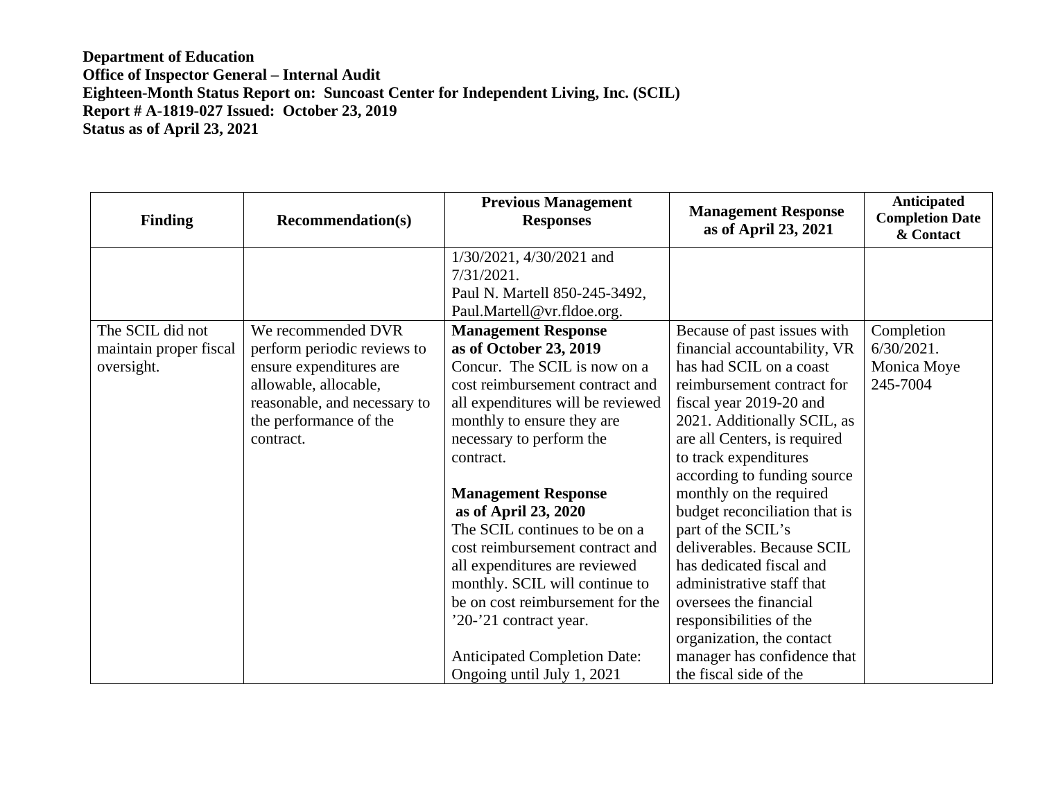**Department of Education**
**Office of Inspector General – Internal Audit**
**Eighteen-Month Status Report on: Suncoast Center for Independent Living, Inc. (SCIL)**
**Report # A-1819-027 Issued: October 23, 2019**
**Status as of April 23, 2021**

| Finding | Recommendation(s) | Previous Management Responses | Management Response as of April 23, 2021 | Anticipated Completion Date & Contact |
|---|---|---|---|---|
| | | 1/30/2021, 4/30/2021 and 7/31/2021.<br>Paul N. Martell 850-245-3492, Paul.Martell@vr.fldoe.org. | | |
| The SCIL did not maintain proper fiscal oversight. | We recommended DVR perform periodic reviews to ensure expenditures are allowable, allocable, reasonable, and necessary to the performance of the contract. | **Management Response as of October 23, 2019**<br>Concur. The SCIL is now on a cost reimbursement contract and all expenditures will be reviewed monthly to ensure they are necessary to perform the contract.<br><br>**Management Response as of April 23, 2020**<br>The SCIL continues to be on a cost reimbursement contract and all expenditures are reviewed monthly. SCIL will continue to be on cost reimbursement for the '20-'21 contract year.<br><br>Anticipated Completion Date: Ongoing until July 1, 2021 | Because of past issues with financial accountability, VR has had SCIL on a coast reimbursement contract for fiscal year 2019-20 and 2021. Additionally SCIL, as are all Centers, is required to track expenditures according to funding source monthly on the required budget reconciliation that is part of the SCIL's deliverables. Because SCIL has dedicated fiscal and administrative staff that oversees the financial responsibilities of the organization, the contact manager has confidence that the fiscal side of the | Completion 6/30/2021.<br>Monica Moye 245-7004 |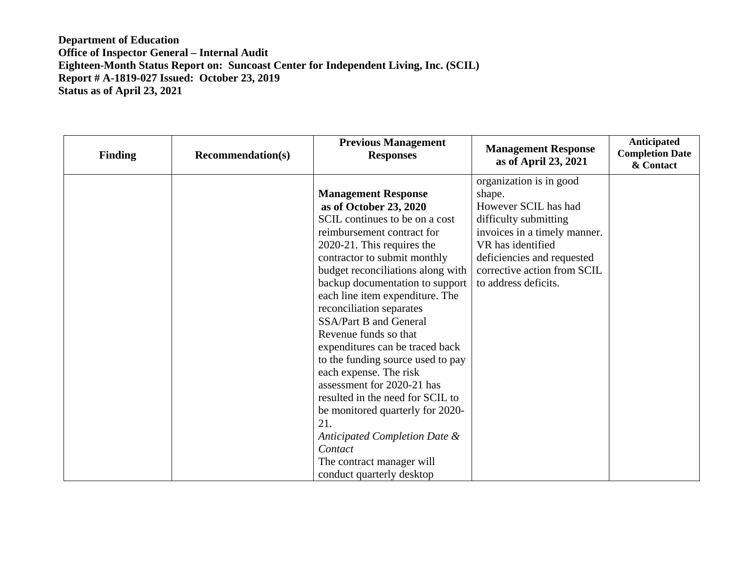**Department of Education**
**Office of Inspector General – Internal Audit**
**Eighteen-Month Status Report on: Suncoast Center for Independent Living, Inc. (SCIL)**
**Report # A-1819-027 Issued: October 23, 2019**
**Status as of April 23, 2021**

| Finding | Recommendation(s) | Previous Management Responses | Management Response as of April 23, 2021 | Anticipated Completion Date & Contact |
|---|---|---|---|---|
| | | **Management Response as of October 23, 2020** SCIL continues to be on a cost reimbursement contract for 2020-21. This requires the contractor to submit monthly budget reconciliations along with backup documentation to support each line item expenditure. The reconciliation separates SSA/Part B and General Revenue funds so that expenditures can be traced back to the funding source used to pay each expense. The risk assessment for 2020-21 has resulted in the need for SCIL to be monitored quarterly for 2020-21. *Anticipated Completion Date & Contact* The contract manager will conduct quarterly desktop | organization is in good shape. However SCIL has had difficulty submitting invoices in a timely manner. VR has identified deficiencies and requested corrective action from SCIL to address deficits. | |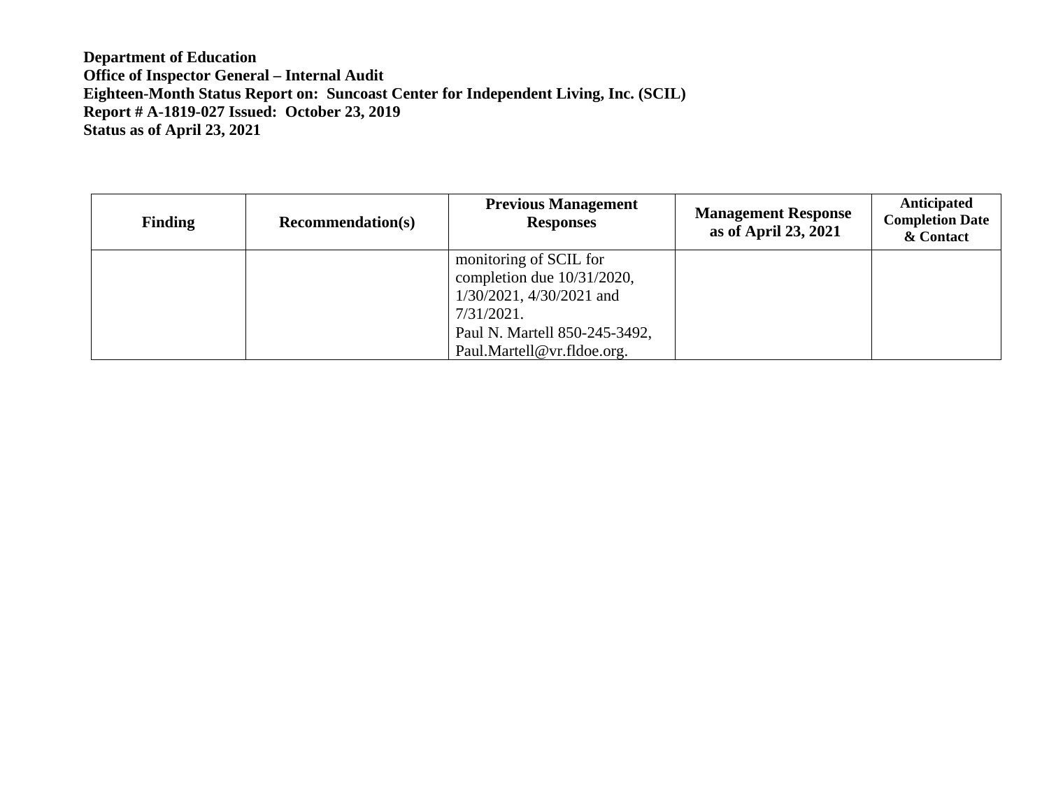**Department of Education**
**Office of Inspector General – Internal Audit**
**Eighteen-Month Status Report on: Suncoast Center for Independent Living, Inc. (SCIL)**
**Report # A-1819-027 Issued: October 23, 2019**
**Status as of April 23, 2021**

| Finding | Recommendation(s) | Previous Management Responses | Management Response as of April 23, 2021 | Anticipated Completion Date & Contact |
|---|---|---|---|---|
| | | monitoring of SCIL for completion due 10/31/2020, 1/30/2021, 4/30/2021 and 7/31/2021.<br>Paul N. Martell 850-245-3492, Paul.Martell@vr.fldoe.org. | | |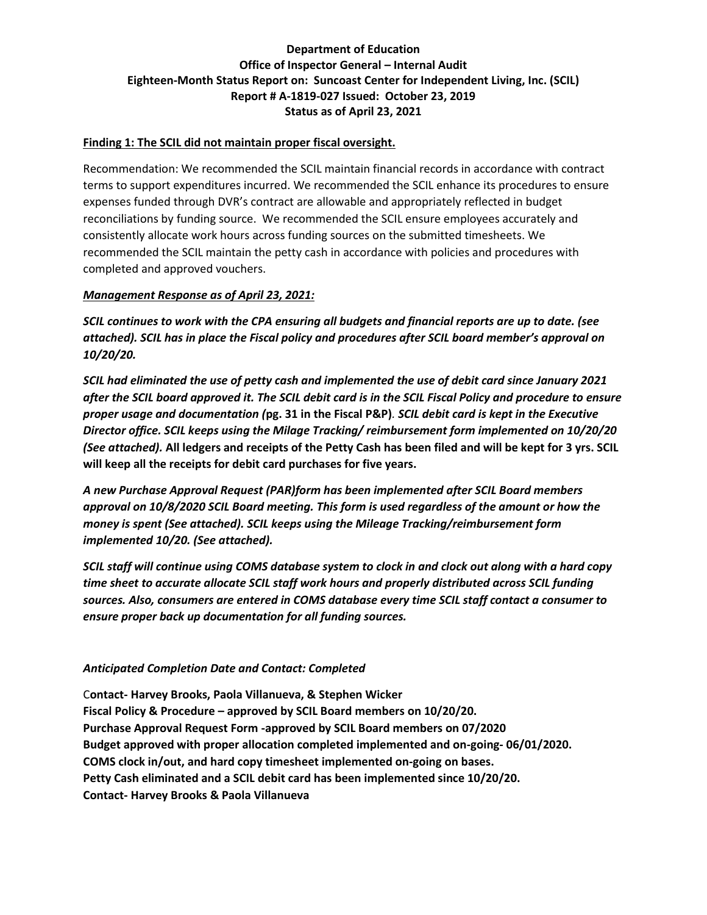**Department of Education**
**Office of Inspector General – Internal Audit**
**Eighteen-Month Status Report on: Suncoast Center for Independent Living, Inc. (SCIL)**
**Report # A-1819-027 Issued: October 23, 2019**
**Status as of April 23, 2021**

**Finding 1: The SCIL did not maintain proper fiscal oversight.**

Recommendation: We recommended the SCIL maintain financial records in accordance with contract terms to support expenditures incurred. We recommended the SCIL enhance its procedures to ensure expenses funded through DVR's contract are allowable and appropriately reflected in budget reconciliations by funding source. We recommended the SCIL ensure employees accurately and consistently allocate work hours across funding sources on the submitted timesheets. We recommended the SCIL maintain the petty cash in accordance with policies and procedures with completed and approved vouchers.

***Management Response as of April 23, 2021:***

***SCIL continues to work with the CPA ensuring all budgets and financial reports are up to date. (see attached). SCIL has in place the Fiscal policy and procedures after SCIL board member's approval on 10/20/20.***

***SCIL had eliminated the use of petty cash and implemented the use of debit card since January 2021 after the SCIL board approved it. The SCIL debit card is in the SCIL Fiscal Policy and procedure to ensure proper usage and documentation (*pg. 31 in the Fiscal P&P*). SCIL debit card is kept in the Executive Director office. SCIL keeps using the Milage Tracking/ reimbursement form implemented on 10/20/20 (See attached).* All ledgers and receipts of the Petty Cash has been filed and will be kept for 3 yrs. SCIL will keep all the receipts for debit card purchases for five years.**

***A new Purchase Approval Request (PAR)form has been implemented after SCIL Board members approval on 10/8/2020 SCIL Board meeting. This form is used regardless of the amount or how the money is spent (See attached). SCIL keeps using the Mileage Tracking/reimbursement form implemented 10/20. (See attached).***

***SCIL staff will continue using COMS database system to clock in and clock out along with a hard copy time sheet to accurate allocate SCIL staff work hours and properly distributed across SCIL funding sources. Also, consumers are entered in COMS database every time SCIL staff contact a consumer to ensure proper back up documentation for all funding sources.***

*Anticipated Completion Date and Contact: Completed*

C**ontact- Harvey Brooks, Paola Villanueva, & Stephen Wicker**
**Fiscal Policy & Procedure – approved by SCIL Board members on 10/20/20.**
**Purchase Approval Request Form -approved by SCIL Board members on 07/2020**
**Budget approved with proper allocation completed implemented and on-going- 06/01/2020.**
**COMS clock in/out, and hard copy timesheet implemented on-going on bases.**
**Petty Cash eliminated and a SCIL debit card has been implemented since 10/20/20.**
**Contact- Harvey Brooks & Paola Villanueva**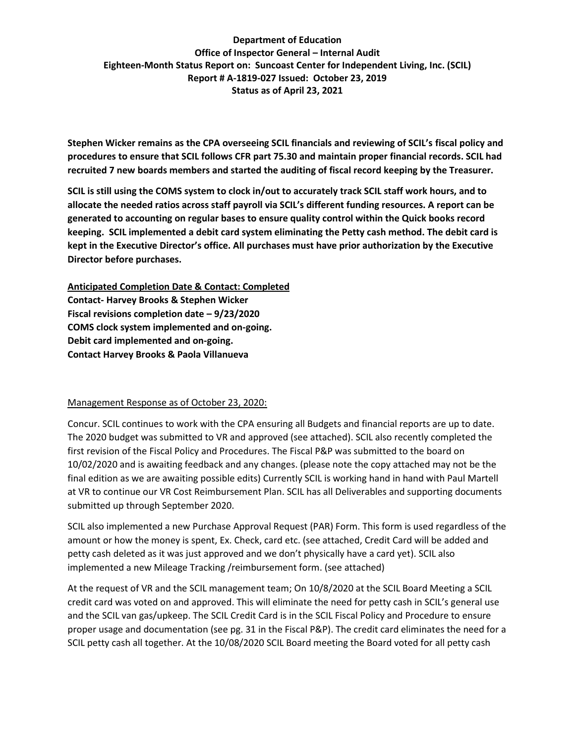**Department of Education**
**Office of Inspector General – Internal Audit**
**Eighteen-Month Status Report on: Suncoast Center for Independent Living, Inc. (SCIL)**
**Report # A-1819-027 Issued: October 23, 2019**
**Status as of April 23, 2021**

**Stephen Wicker remains as the CPA overseeing SCIL financials and reviewing of SCIL's fiscal policy and procedures to ensure that SCIL follows CFR part 75.30 and maintain proper financial records. SCIL had recruited 7 new boards members and started the auditing of fiscal record keeping by the Treasurer.**

**SCIL is still using the COMS system to clock in/out to accurately track SCIL staff work hours, and to allocate the needed ratios across staff payroll via SCIL's different funding resources. A report can be generated to accounting on regular bases to ensure quality control within the Quick books record keeping. SCIL implemented a debit card system eliminating the Petty cash method. The debit card is kept in the Executive Director's office. All purchases must have prior authorization by the Executive Director before purchases.**

**<u>Anticipated Completion Date & Contact: Completed</u>**
**Contact- Harvey Brooks & Stephen Wicker**
**Fiscal revisions completion date – 9/23/2020**
**COMS clock system implemented and on-going.**
**Debit card implemented and on-going.**
**Contact Harvey Brooks & Paola Villanueva**

<u>Management Response as of October 23, 2020:</u>

Concur. SCIL continues to work with the CPA ensuring all Budgets and financial reports are up to date. The 2020 budget was submitted to VR and approved (see attached). SCIL also recently completed the first revision of the Fiscal Policy and Procedures. The Fiscal P&P was submitted to the board on 10/02/2020 and is awaiting feedback and any changes. (please note the copy attached may not be the final edition as we are awaiting possible edits) Currently SCIL is working hand in hand with Paul Martell at VR to continue our VR Cost Reimbursement Plan. SCIL has all Deliverables and supporting documents submitted up through September 2020.

SCIL also implemented a new Purchase Approval Request (PAR) Form. This form is used regardless of the amount or how the money is spent, Ex. Check, card etc. (see attached, Credit Card will be added and petty cash deleted as it was just approved and we don't physically have a card yet). SCIL also implemented a new Mileage Tracking /reimbursement form. (see attached)

At the request of VR and the SCIL management team; On 10/8/2020 at the SCIL Board Meeting a SCIL credit card was voted on and approved. This will eliminate the need for petty cash in SCIL's general use and the SCIL van gas/upkeep. The SCIL Credit Card is in the SCIL Fiscal Policy and Procedure to ensure proper usage and documentation (see pg. 31 in the Fiscal P&P). The credit card eliminates the need for a SCIL petty cash all together. At the 10/08/2020 SCIL Board meeting the Board voted for all petty cash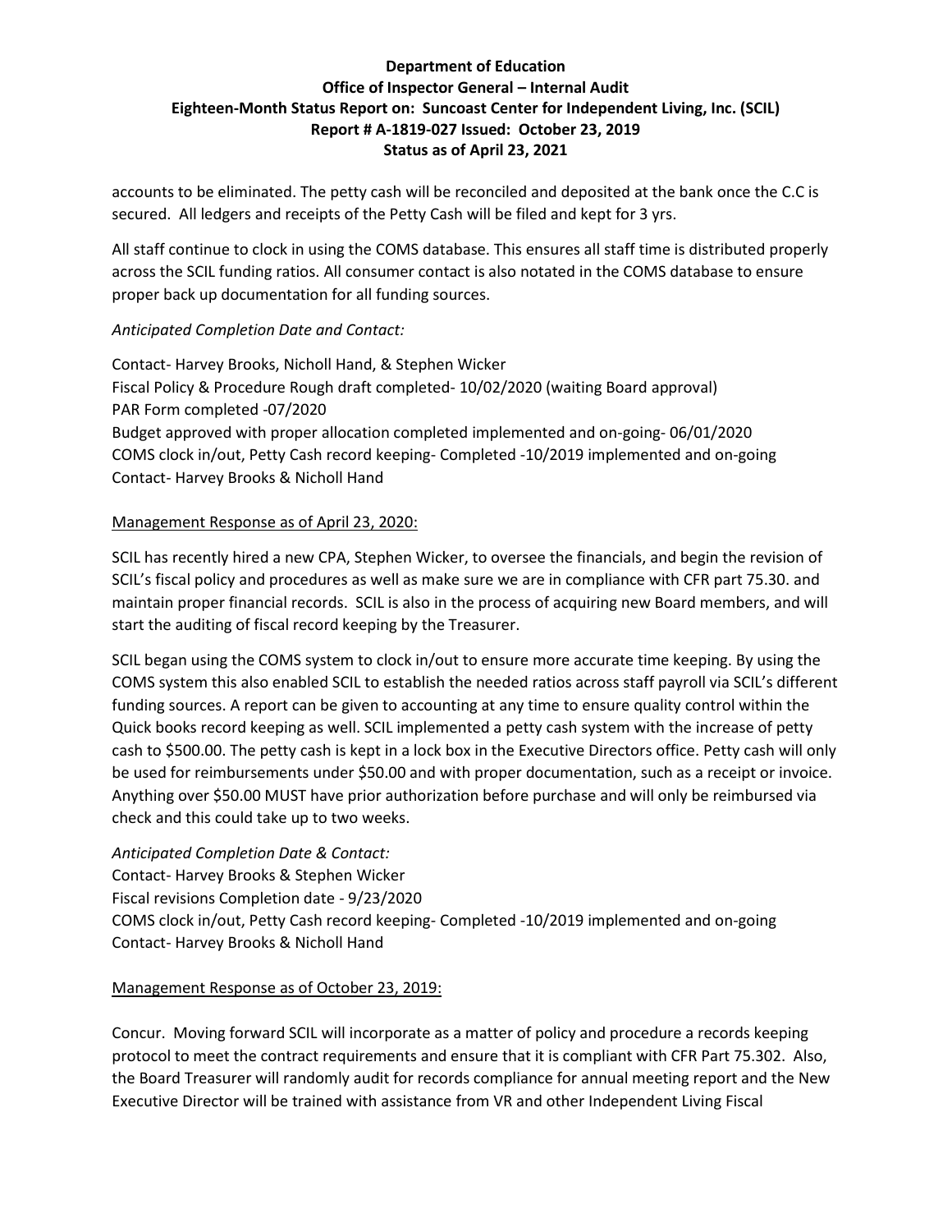accounts to be eliminated. The petty cash will be reconciled and deposited at the bank once the C.C is secured. All ledgers and receipts of the Petty Cash will be filed and kept for 3 yrs.

All staff continue to clock in using the COMS database. This ensures all staff time is distributed properly across the SCIL funding ratios. All consumer contact is also notated in the COMS database to ensure proper back up documentation for all funding sources.

*Anticipated Completion Date and Contact:*

Contact- Harvey Brooks, Nicholl Hand, & Stephen Wicker
Fiscal Policy & Procedure Rough draft completed- 10/02/2020 (waiting Board approval)
PAR Form completed -07/2020
Budget approved with proper allocation completed implemented and on-going- 06/01/2020
COMS clock in/out, Petty Cash record keeping- Completed -10/2019 implemented and on-going
Contact- Harvey Brooks & Nicholl Hand

Management Response as of April 23, 2020:

SCIL has recently hired a new CPA, Stephen Wicker, to oversee the financials, and begin the revision of SCIL's fiscal policy and procedures as well as make sure we are in compliance with CFR part 75.30. and maintain proper financial records. SCIL is also in the process of acquiring new Board members, and will start the auditing of fiscal record keeping by the Treasurer.

SCIL began using the COMS system to clock in/out to ensure more accurate time keeping. By using the COMS system this also enabled SCIL to establish the needed ratios across staff payroll via SCIL's different funding sources. A report can be given to accounting at any time to ensure quality control within the Quick books record keeping as well. SCIL implemented a petty cash system with the increase of petty cash to $500.00. The petty cash is kept in a lock box in the Executive Directors office. Petty cash will only be used for reimbursements under $50.00 and with proper documentation, such as a receipt or invoice. Anything over $50.00 MUST have prior authorization before purchase and will only be reimbursed via check and this could take up to two weeks.

*Anticipated Completion Date & Contact:*
Contact- Harvey Brooks & Stephen Wicker
Fiscal revisions Completion date - 9/23/2020
COMS clock in/out, Petty Cash record keeping- Completed -10/2019 implemented and on-going
Contact- Harvey Brooks & Nicholl Hand

Management Response as of October 23, 2019:

Concur. Moving forward SCIL will incorporate as a matter of policy and procedure a records keeping protocol to meet the contract requirements and ensure that it is compliant with CFR Part 75.302. Also, the Board Treasurer will randomly audit for records compliance for annual meeting report and the New Executive Director will be trained with assistance from VR and other Independent Living Fiscal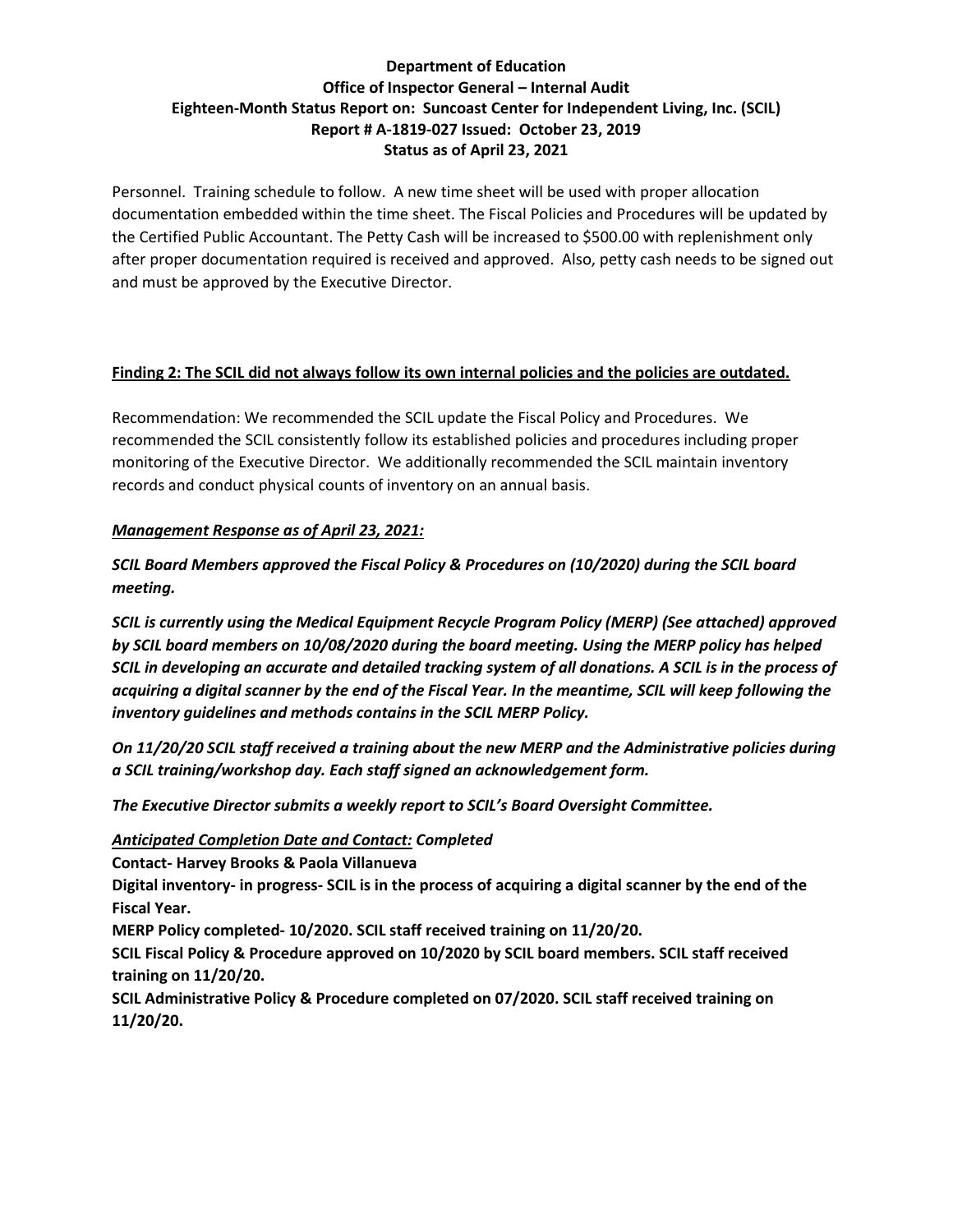Personnel. Training schedule to follow. A new time sheet will be used with proper allocation documentation embedded within the time sheet. The Fiscal Policies and Procedures will be updated by the Certified Public Accountant. The Petty Cash will be increased to $500.00 with replenishment only after proper documentation required is received and approved. Also, petty cash needs to be signed out and must be approved by the Executive Director.

**Finding 2: The SCIL did not always follow its own internal policies and the policies are outdated.**

Recommendation: We recommended the SCIL update the Fiscal Policy and Procedures. We recommended the SCIL consistently follow its established policies and procedures including proper monitoring of the Executive Director. We additionally recommended the SCIL maintain inventory records and conduct physical counts of inventory on an annual basis.

***Management Response as of April 23, 2021:***

***SCIL Board Members approved the Fiscal Policy & Procedures on (10/2020) during the SCIL board meeting.***

***SCIL is currently using the Medical Equipment Recycle Program Policy (MERP) (See attached) approved by SCIL board members on 10/08/2020 during the board meeting. Using the MERP policy has helped SCIL in developing an accurate and detailed tracking system of all donations. A SCIL is in the process of acquiring a digital scanner by the end of the Fiscal Year. In the meantime, SCIL will keep following the inventory guidelines and methods contains in the SCIL MERP Policy.***

***On 11/20/20 SCIL staff received a training about the new MERP and the Administrative policies during a SCIL training/workshop day. Each staff signed an acknowledgement form.***

***The Executive Director submits a weekly report to SCIL's Board Oversight Committee.***

***Anticipated Completion Date and Contact:*** ***Completed***

**Contact- Harvey Brooks & Paola Villanueva**

**Digital inventory- in progress- SCIL is in the process of acquiring a digital scanner by the end of the Fiscal Year.**

**MERP Policy completed- 10/2020. SCIL staff received training on 11/20/20.**

**SCIL Fiscal Policy & Procedure approved on 10/2020 by SCIL board members. SCIL staff received training on 11/20/20.**

**SCIL Administrative Policy & Procedure completed on 07/2020. SCIL staff received training on 11/20/20.**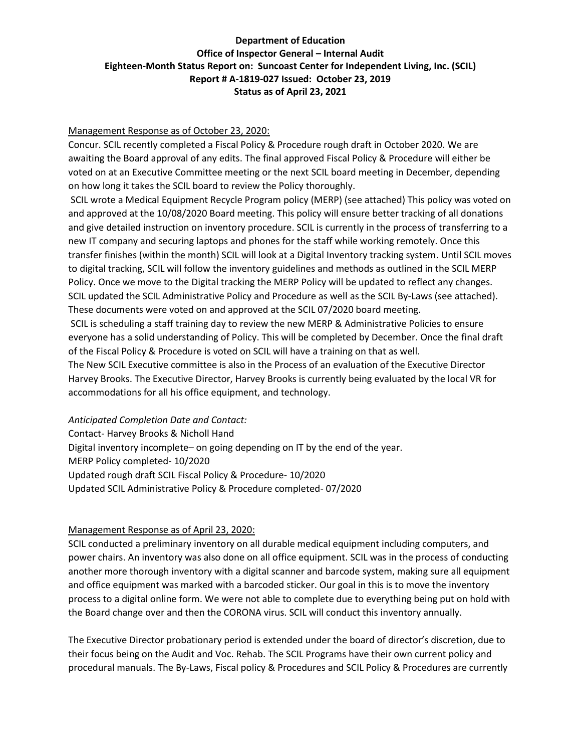**Department of Education**
**Office of Inspector General – Internal Audit**
**Eighteen-Month Status Report on: Suncoast Center for Independent Living, Inc. (SCIL)**
**Report # A-1819-027 Issued: October 23, 2019**
**Status as of April 23, 2021**

Management Response as of October 23, 2020:

Concur. SCIL recently completed a Fiscal Policy & Procedure rough draft in October 2020. We are awaiting the Board approval of any edits. The final approved Fiscal Policy & Procedure will either be voted on at an Executive Committee meeting or the next SCIL board meeting in December, depending on how long it takes the SCIL board to review the Policy thoroughly.

SCIL wrote a Medical Equipment Recycle Program policy (MERP) (see attached) This policy was voted on and approved at the 10/08/2020 Board meeting. This policy will ensure better tracking of all donations and give detailed instruction on inventory procedure. SCIL is currently in the process of transferring to a new IT company and securing laptops and phones for the staff while working remotely. Once this transfer finishes (within the month) SCIL will look at a Digital Inventory tracking system. Until SCIL moves to digital tracking, SCIL will follow the inventory guidelines and methods as outlined in the SCIL MERP Policy. Once we move to the Digital tracking the MERP Policy will be updated to reflect any changes. SCIL updated the SCIL Administrative Policy and Procedure as well as the SCIL By-Laws (see attached). These documents were voted on and approved at the SCIL 07/2020 board meeting.

SCIL is scheduling a staff training day to review the new MERP & Administrative Policies to ensure everyone has a solid understanding of Policy. This will be completed by December. Once the final draft of the Fiscal Policy & Procedure is voted on SCIL will have a training on that as well.

The New SCIL Executive committee is also in the Process of an evaluation of the Executive Director Harvey Brooks. The Executive Director, Harvey Brooks is currently being evaluated by the local VR for accommodations for all his office equipment, and technology.

*Anticipated Completion Date and Contact:*

Contact- Harvey Brooks & Nicholl Hand
Digital inventory incomplete– on going depending on IT by the end of the year.
MERP Policy completed- 10/2020
Updated rough draft SCIL Fiscal Policy & Procedure- 10/2020
Updated SCIL Administrative Policy & Procedure completed- 07/2020

Management Response as of April 23, 2020:

SCIL conducted a preliminary inventory on all durable medical equipment including computers, and power chairs. An inventory was also done on all office equipment. SCIL was in the process of conducting another more thorough inventory with a digital scanner and barcode system, making sure all equipment and office equipment was marked with a barcoded sticker. Our goal in this is to move the inventory process to a digital online form. We were not able to complete due to everything being put on hold with the Board change over and then the CORONA virus. SCIL will conduct this inventory annually.

The Executive Director probationary period is extended under the board of director's discretion, due to their focus being on the Audit and Voc. Rehab. The SCIL Programs have their own current policy and procedural manuals. The By-Laws, Fiscal policy & Procedures and SCIL Policy & Procedures are currently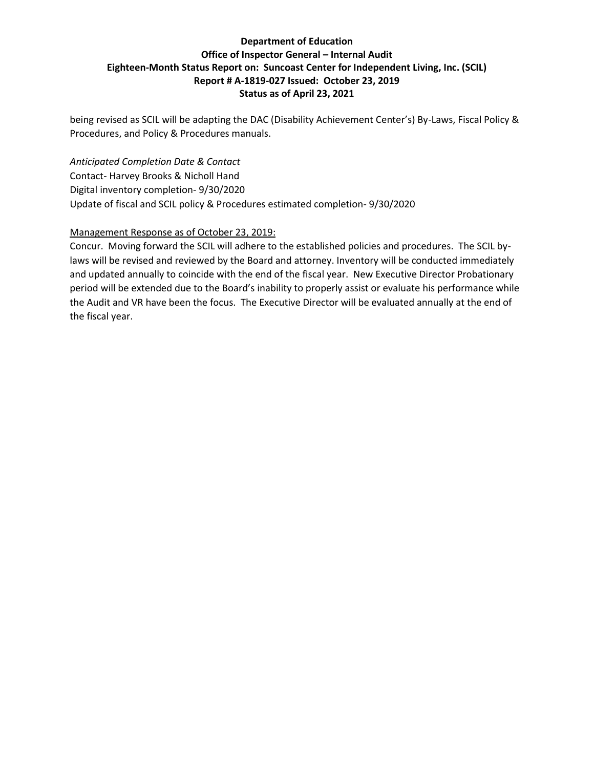being revised as SCIL will be adapting the DAC (Disability Achievement Center's) By-Laws, Fiscal Policy & Procedures, and Policy & Procedures manuals.

*Anticipated Completion Date & Contact*
Contact- Harvey Brooks & Nicholl Hand
Digital inventory completion- 9/30/2020
Update of fiscal and SCIL policy & Procedures estimated completion- 9/30/2020

<u>Management Response as of October 23, 2019:</u>
Concur. Moving forward the SCIL will adhere to the established policies and procedures. The SCIL by-laws will be revised and reviewed by the Board and attorney. Inventory will be conducted immediately and updated annually to coincide with the end of the fiscal year. New Executive Director Probationary period will be extended due to the Board's inability to properly assist or evaluate his performance while the Audit and VR have been the focus. The Executive Director will be evaluated annually at the end of the fiscal year.